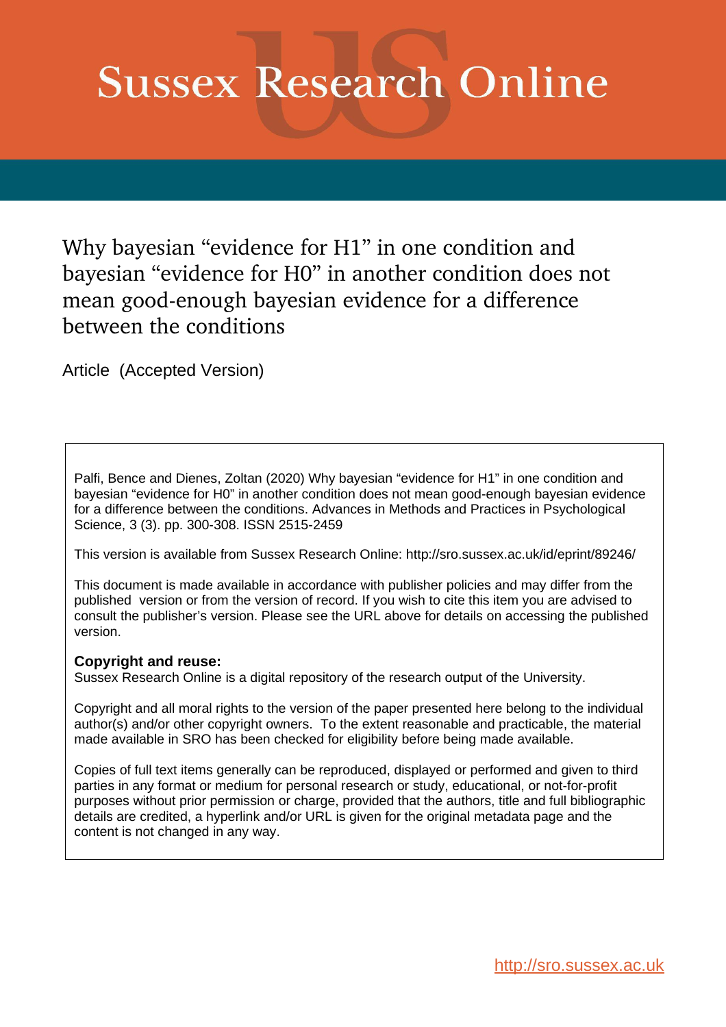# Sussex Research Online

# Why bayesian “evidence for H1” in one condition and bayesian “evidence for H0” in another condition does not mean good-enough bayesian evidence for a difference between the conditions

Article (Accepted Version)

Palfi, Bence and Dienes, Zoltan (2020) Why bayesian “evidence for H1” in one condition and bayesian “evidence for H0” in another condition does not mean good-enough bayesian evidence for a difference between the conditions. Advances in Methods and Practices in Psychological Science, 3 (3). pp. 300-308. ISSN 2515-2459

This version is available from Sussex Research Online: http://sro.sussex.ac.uk/id/eprint/89246/

This document is made available in accordance with publisher policies and may differ from the published version or from the version of record. If you wish to cite this item you are advised to consult the publisher’s version. Please see the URL above for details on accessing the published version.

**Copyright and reuse:**
Sussex Research Online is a digital repository of the research output of the University.

Copyright and all moral rights to the version of the paper presented here belong to the individual author(s) and/or other copyright owners. To the extent reasonable and practicable, the material made available in SRO has been checked for eligibility before being made available.

Copies of full text items generally can be reproduced, displayed or performed and given to third parties in any format or medium for personal research or study, educational, or not-for-profit purposes without prior permission or charge, provided that the authors, title and full bibliographic details are credited, a hyperlink and/or URL is given for the original metadata page and the content is not changed in any way.

http://sro.sussex.ac.uk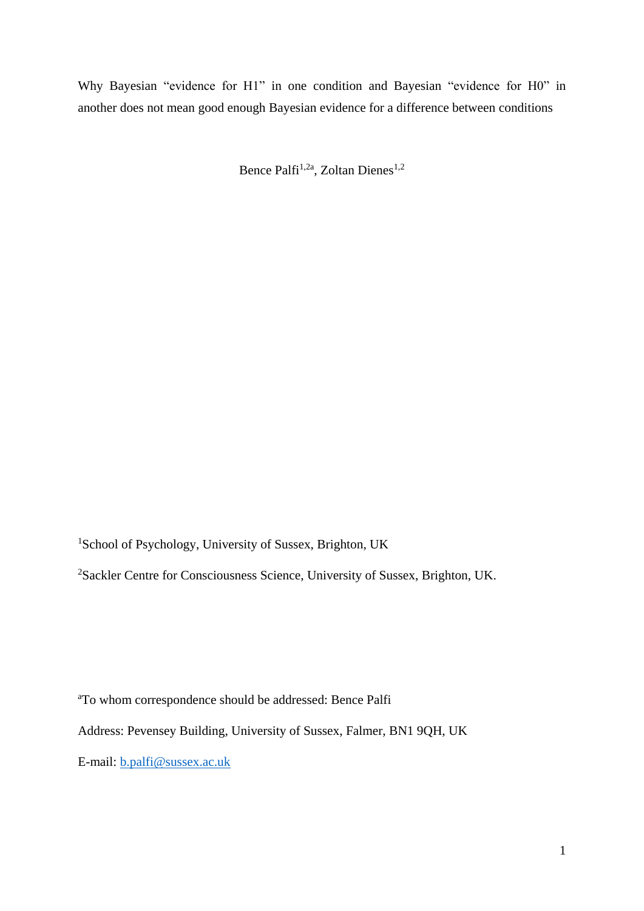Why Bayesian “evidence for H1” in one condition and Bayesian “evidence for H0” in another does not mean good enough Bayesian evidence for a difference between conditions

Bence Palfi[1,2a], Zoltan Dienes[1,2]

[1]School of Psychology, University of Sussex, Brighton, UK

[2]Sackler Centre for Consciousness Science, University of Sussex, Brighton, UK.

[a]To whom correspondence should be addressed: Bence Palfi

Address: Pevensey Building, University of Sussex, Falmer, BN1 9QH, UK

E-mail: b.palfi@sussex.ac.uk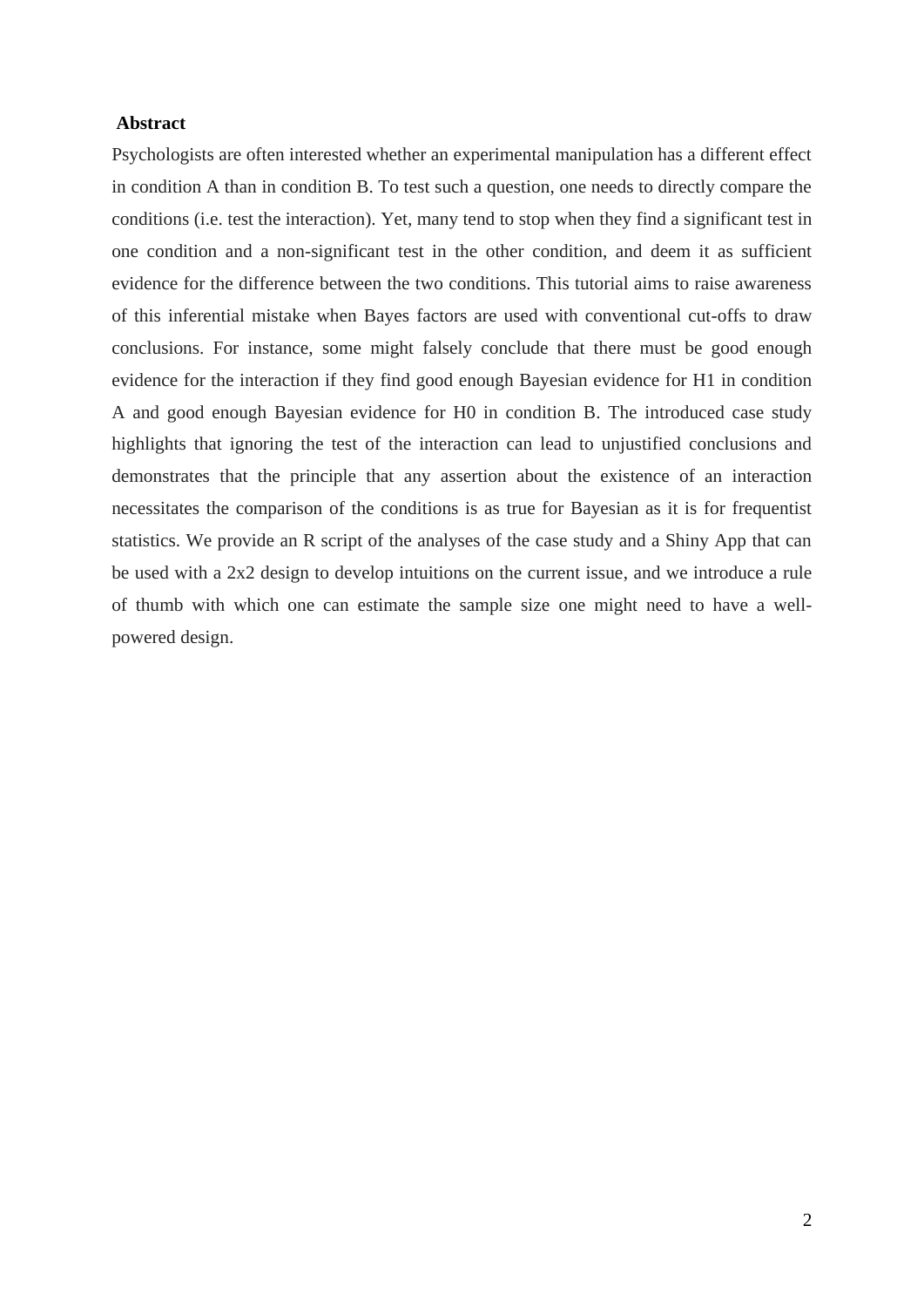## Abstract

Psychologists are often interested whether an experimental manipulation has a different effect in condition A than in condition B. To test such a question, one needs to directly compare the conditions (i.e. test the interaction). Yet, many tend to stop when they find a significant test in one condition and a non-significant test in the other condition, and deem it as sufficient evidence for the difference between the two conditions. This tutorial aims to raise awareness of this inferential mistake when Bayes factors are used with conventional cut-offs to draw conclusions. For instance, some might falsely conclude that there must be good enough evidence for the interaction if they find good enough Bayesian evidence for H1 in condition A and good enough Bayesian evidence for H0 in condition B. The introduced case study highlights that ignoring the test of the interaction can lead to unjustified conclusions and demonstrates that the principle that any assertion about the existence of an interaction necessitates the comparison of the conditions is as true for Bayesian as it is for frequentist statistics. We provide an R script of the analyses of the case study and a Shiny App that can be used with a 2x2 design to develop intuitions on the current issue, and we introduce a rule of thumb with which one can estimate the sample size one might need to have a well-powered design.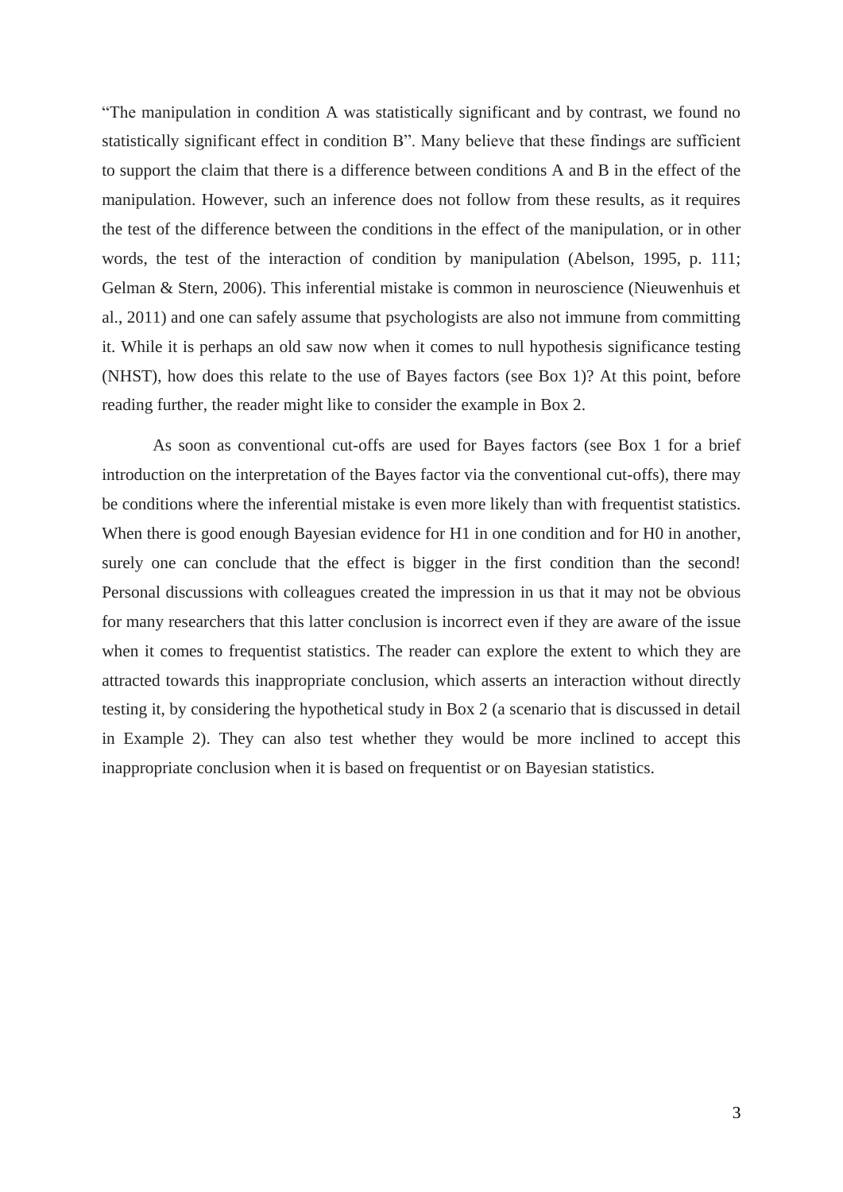"The manipulation in condition A was statistically significant and by contrast, we found no statistically significant effect in condition B". Many believe that these findings are sufficient to support the claim that there is a difference between conditions A and B in the effect of the manipulation. However, such an inference does not follow from these results, as it requires the test of the difference between the conditions in the effect of the manipulation, or in other words, the test of the interaction of condition by manipulation (Abelson, 1995, p. 111; Gelman & Stern, 2006). This inferential mistake is common in neuroscience (Nieuwenhuis et al., 2011) and one can safely assume that psychologists are also not immune from committing it. While it is perhaps an old saw now when it comes to null hypothesis significance testing (NHST), how does this relate to the use of Bayes factors (see Box 1)? At this point, before reading further, the reader might like to consider the example in Box 2.

As soon as conventional cut-offs are used for Bayes factors (see Box 1 for a brief introduction on the interpretation of the Bayes factor via the conventional cut-offs), there may be conditions where the inferential mistake is even more likely than with frequentist statistics. When there is good enough Bayesian evidence for H1 in one condition and for H0 in another, surely one can conclude that the effect is bigger in the first condition than the second! Personal discussions with colleagues created the impression in us that it may not be obvious for many researchers that this latter conclusion is incorrect even if they are aware of the issue when it comes to frequentist statistics. The reader can explore the extent to which they are attracted towards this inappropriate conclusion, which asserts an interaction without directly testing it, by considering the hypothetical study in Box 2 (a scenario that is discussed in detail in Example 2). They can also test whether they would be more inclined to accept this inappropriate conclusion when it is based on frequentist or on Bayesian statistics.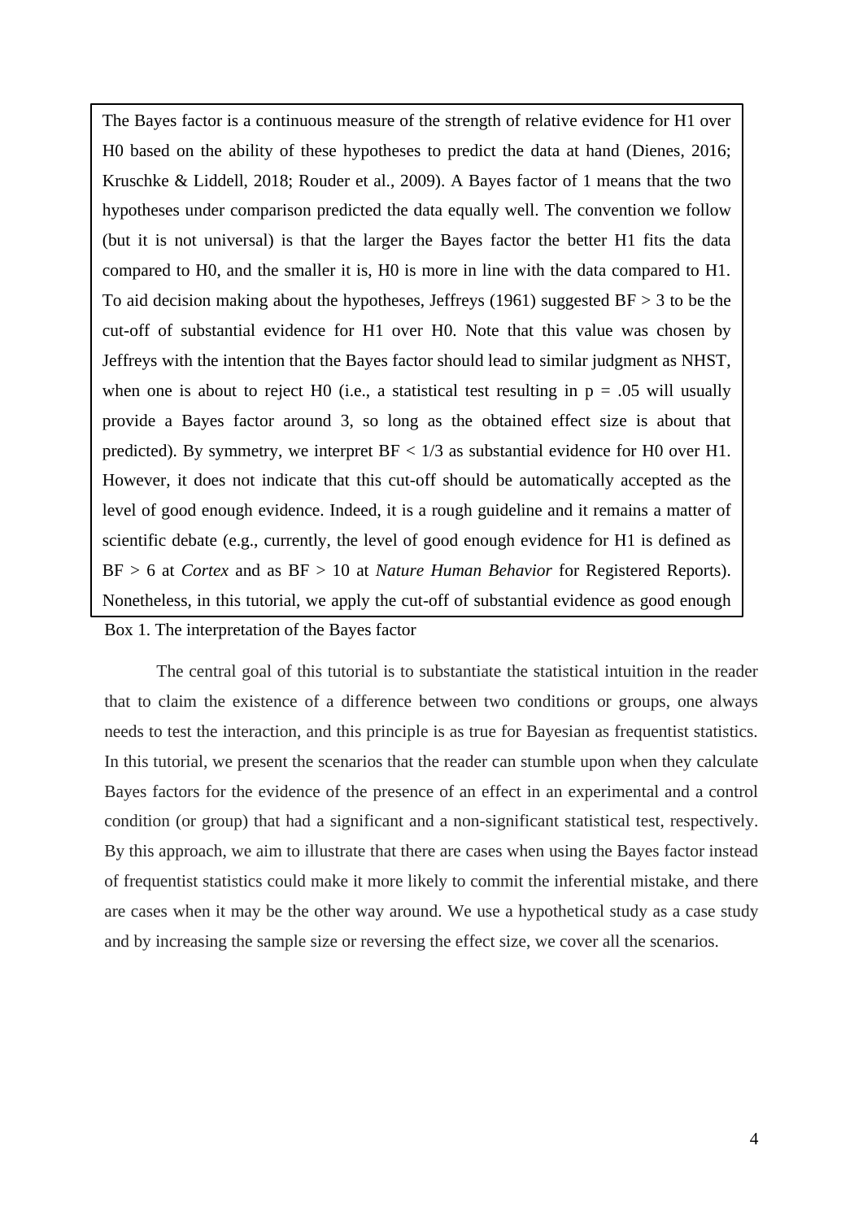The Bayes factor is a continuous measure of the strength of relative evidence for H1 over H0 based on the ability of these hypotheses to predict the data at hand (Dienes, 2016; Kruschke & Liddell, 2018; Rouder et al., 2009). A Bayes factor of 1 means that the two hypotheses under comparison predicted the data equally well. The convention we follow (but it is not universal) is that the larger the Bayes factor the better H1 fits the data compared to H0, and the smaller it is, H0 is more in line with the data compared to H1. To aid decision making about the hypotheses, Jeffreys (1961) suggested $BF > 3$ to be the cut-off of substantial evidence for H1 over H0. Note that this value was chosen by Jeffreys with the intention that the Bayes factor should lead to similar judgment as NHST, when one is about to reject H0 (i.e., a statistical test resulting in $p = .05$ will usually provide a Bayes factor around 3, so long as the obtained effect size is about that predicted). By symmetry, we interpret $BF < 1/3$ as substantial evidence for H0 over H1. However, it does not indicate that this cut-off should be automatically accepted as the level of good enough evidence. Indeed, it is a rough guideline and it remains a matter of scientific debate (e.g., currently, the level of good enough evidence for H1 is defined as $BF > 6$ at *Cortex* and as $BF > 10$ at *Nature Human Behavior* for Registered Reports). Nonetheless, in this tutorial, we apply the cut-off of substantial evidence as good enough

Box 1. The interpretation of the Bayes factor

The central goal of this tutorial is to substantiate the statistical intuition in the reader that to claim the existence of a difference between two conditions or groups, one always needs to test the interaction, and this principle is as true for Bayesian as frequentist statistics. In this tutorial, we present the scenarios that the reader can stumble upon when they calculate Bayes factors for the evidence of the presence of an effect in an experimental and a control condition (or group) that had a significant and a non-significant statistical test, respectively. By this approach, we aim to illustrate that there are cases when using the Bayes factor instead of frequentist statistics could make it more likely to commit the inferential mistake, and there are cases when it may be the other way around. We use a hypothetical study as a case study and by increasing the sample size or reversing the effect size, we cover all the scenarios.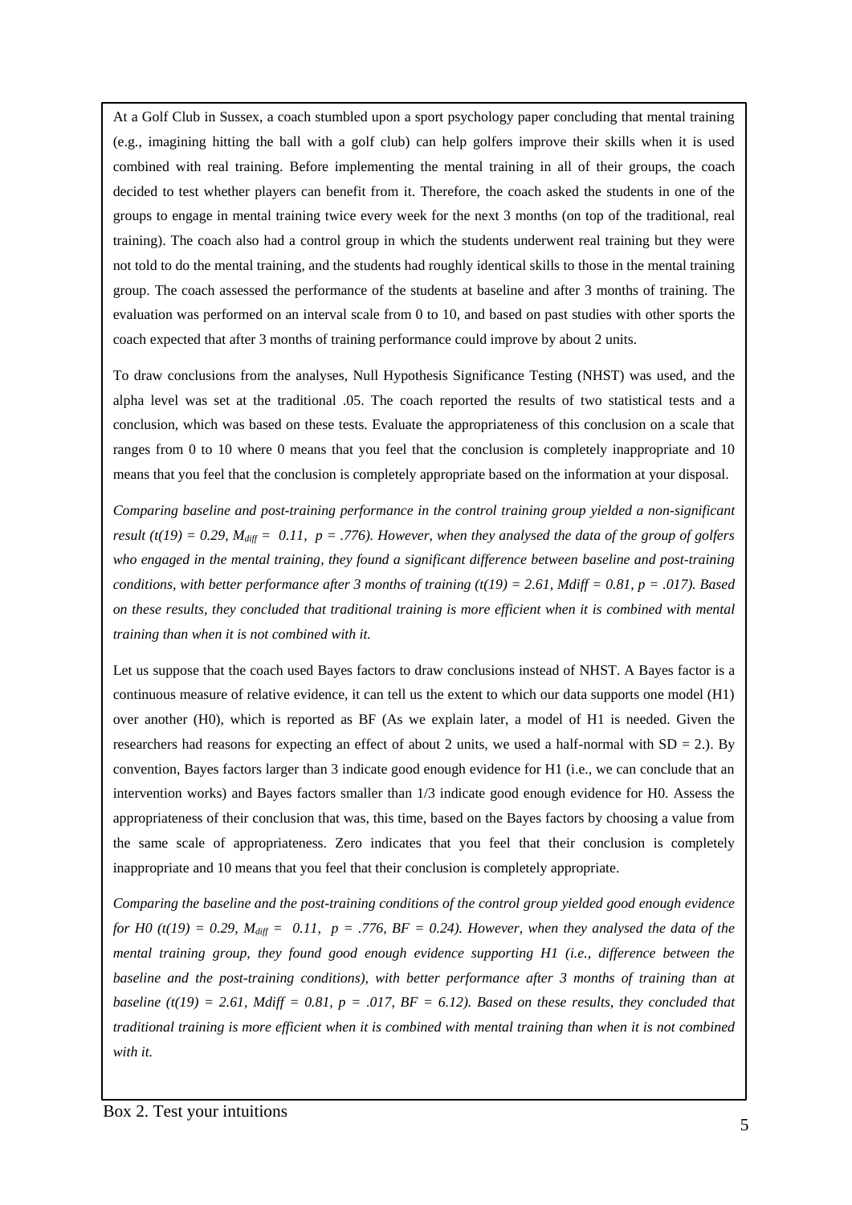At a Golf Club in Sussex, a coach stumbled upon a sport psychology paper concluding that mental training (e.g., imagining hitting the ball with a golf club) can help golfers improve their skills when it is used combined with real training. Before implementing the mental training in all of their groups, the coach decided to test whether players can benefit from it. Therefore, the coach asked the students in one of the groups to engage in mental training twice every week for the next 3 months (on top of the traditional, real training). The coach also had a control group in which the students underwent real training but they were not told to do the mental training, and the students had roughly identical skills to those in the mental training group. The coach assessed the performance of the students at baseline and after 3 months of training. The evaluation was performed on an interval scale from 0 to 10, and based on past studies with other sports the coach expected that after 3 months of training performance could improve by about 2 units.

To draw conclusions from the analyses, Null Hypothesis Significance Testing (NHST) was used, and the alpha level was set at the traditional .05. The coach reported the results of two statistical tests and a conclusion, which was based on these tests. Evaluate the appropriateness of this conclusion on a scale that ranges from 0 to 10 where 0 means that you feel that the conclusion is completely inappropriate and 10 means that you feel that the conclusion is completely appropriate based on the information at your disposal.

*Comparing baseline and post-training performance in the control training group yielded a non-significant result ($t(19) = 0.29$, $M_{diff} = 0.11$, $p = .776$). However, when they analysed the data of the group of golfers who engaged in the mental training, they found a significant difference between baseline and post-training conditions, with better performance after 3 months of training ($t(19) = 2.61$, $Mdiff = 0.81$, $p = .017$). Based on these results, they concluded that traditional training is more efficient when it is combined with mental training than when it is not combined with it.*

Let us suppose that the coach used Bayes factors to draw conclusions instead of NHST. A Bayes factor is a continuous measure of relative evidence, it can tell us the extent to which our data supports one model (H1) over another (H0), which is reported as BF (As we explain later, a model of H1 is needed. Given the researchers had reasons for expecting an effect of about 2 units, we used a half-normal with SD = 2.). By convention, Bayes factors larger than 3 indicate good enough evidence for H1 (i.e., we can conclude that an intervention works) and Bayes factors smaller than 1/3 indicate good enough evidence for H0. Assess the appropriateness of their conclusion that was, this time, based on the Bayes factors by choosing a value from the same scale of appropriateness. Zero indicates that you feel that their conclusion is completely inappropriate and 10 means that you feel that their conclusion is completely appropriate.

*Comparing the baseline and the post-training conditions of the control group yielded good enough evidence for H0 ($t(19) = 0.29$, $M_{diff} = 0.11$, $p = .776$, $BF = 0.24$). However, when they analysed the data of the mental training group, they found good enough evidence supporting H1 (i.e., difference between the baseline and the post-training conditions), with better performance after 3 months of training than at baseline ($t(19) = 2.61$, $Mdiff = 0.81$, $p = .017$, $BF = 6.12$). Based on these results, they concluded that traditional training is more efficient when it is combined with mental training than when it is not combined with it.*

Box 2. Test your intuitions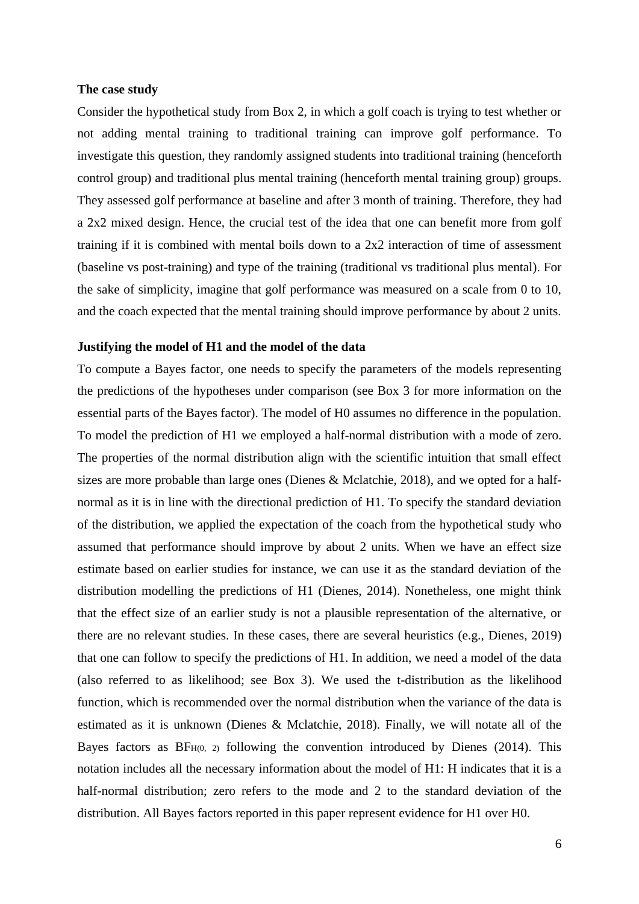**The case study**

Consider the hypothetical study from Box 2, in which a golf coach is trying to test whether or not adding mental training to traditional training can improve golf performance. To investigate this question, they randomly assigned students into traditional training (henceforth control group) and traditional plus mental training (henceforth mental training group) groups. They assessed golf performance at baseline and after 3 month of training. Therefore, they had a 2x2 mixed design. Hence, the crucial test of the idea that one can benefit more from golf training if it is combined with mental boils down to a 2x2 interaction of time of assessment (baseline vs post-training) and type of the training (traditional vs traditional plus mental). For the sake of simplicity, imagine that golf performance was measured on a scale from 0 to 10, and the coach expected that the mental training should improve performance by about 2 units.

**Justifying the model of H1 and the model of the data**

To compute a Bayes factor, one needs to specify the parameters of the models representing the predictions of the hypotheses under comparison (see Box 3 for more information on the essential parts of the Bayes factor). The model of H0 assumes no difference in the population. To model the prediction of H1 we employed a half-normal distribution with a mode of zero. The properties of the normal distribution align with the scientific intuition that small effect sizes are more probable than large ones (Dienes & Mclatchie, 2018), and we opted for a half-normal as it is in line with the directional prediction of H1. To specify the standard deviation of the distribution, we applied the expectation of the coach from the hypothetical study who assumed that performance should improve by about 2 units. When we have an effect size estimate based on earlier studies for instance, we can use it as the standard deviation of the distribution modelling the predictions of H1 (Dienes, 2014). Nonetheless, one might think that the effect size of an earlier study is not a plausible representation of the alternative, or there are no relevant studies. In these cases, there are several heuristics (e.g., Dienes, 2019) that one can follow to specify the predictions of H1. In addition, we need a model of the data (also referred to as likelihood; see Box 3). We used the t-distribution as the likelihood function, which is recommended over the normal distribution when the variance of the data is estimated as it is unknown (Dienes & Mclatchie, 2018). Finally, we will notate all of the Bayes factors as $BF_{H(0,\ 2)}$ following the convention introduced by Dienes (2014). This notation includes all the necessary information about the model of H1: H indicates that it is a half-normal distribution; zero refers to the mode and 2 to the standard deviation of the distribution. All Bayes factors reported in this paper represent evidence for H1 over H0.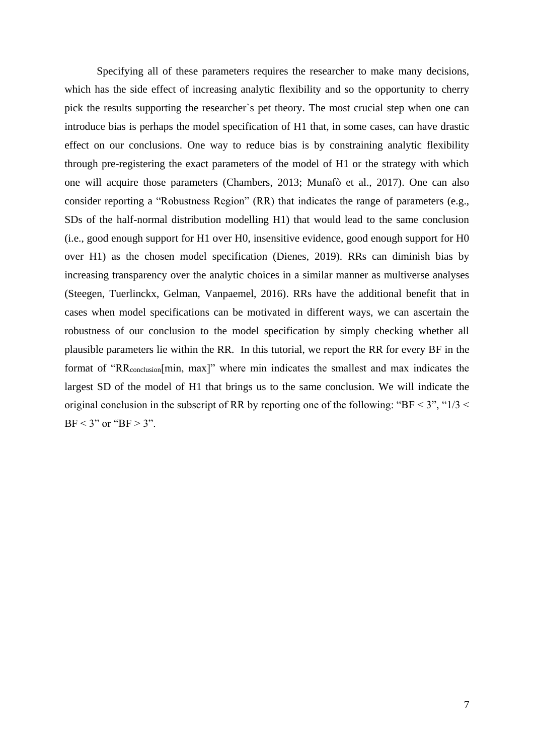Specifying all of these parameters requires the researcher to make many decisions, which has the side effect of increasing analytic flexibility and so the opportunity to cherry pick the results supporting the researcher`s pet theory. The most crucial step when one can introduce bias is perhaps the model specification of H1 that, in some cases, can have drastic effect on our conclusions. One way to reduce bias is by constraining analytic flexibility through pre-registering the exact parameters of the model of H1 or the strategy with which one will acquire those parameters (Chambers, 2013; Munafò et al., 2017). One can also consider reporting a "Robustness Region" (RR) that indicates the range of parameters (e.g., SDs of the half-normal distribution modelling H1) that would lead to the same conclusion (i.e., good enough support for H1 over H0, insensitive evidence, good enough support for H0 over H1) as the chosen model specification (Dienes, 2019). RRs can diminish bias by increasing transparency over the analytic choices in a similar manner as multiverse analyses (Steegen, Tuerlinckx, Gelman, Vanpaemel, 2016). RRs have the additional benefit that in cases when model specifications can be motivated in different ways, we can ascertain the robustness of our conclusion to the model specification by simply checking whether all plausible parameters lie within the RR. In this tutorial, we report the RR for every BF in the format of "$RR_{conclusion}$[min, max]" where min indicates the smallest and max indicates the largest SD of the model of H1 that brings us to the same conclusion. We will indicate the original conclusion in the subscript of RR by reporting one of the following: "BF < 3", "1/3 < BF < 3" or "BF > 3".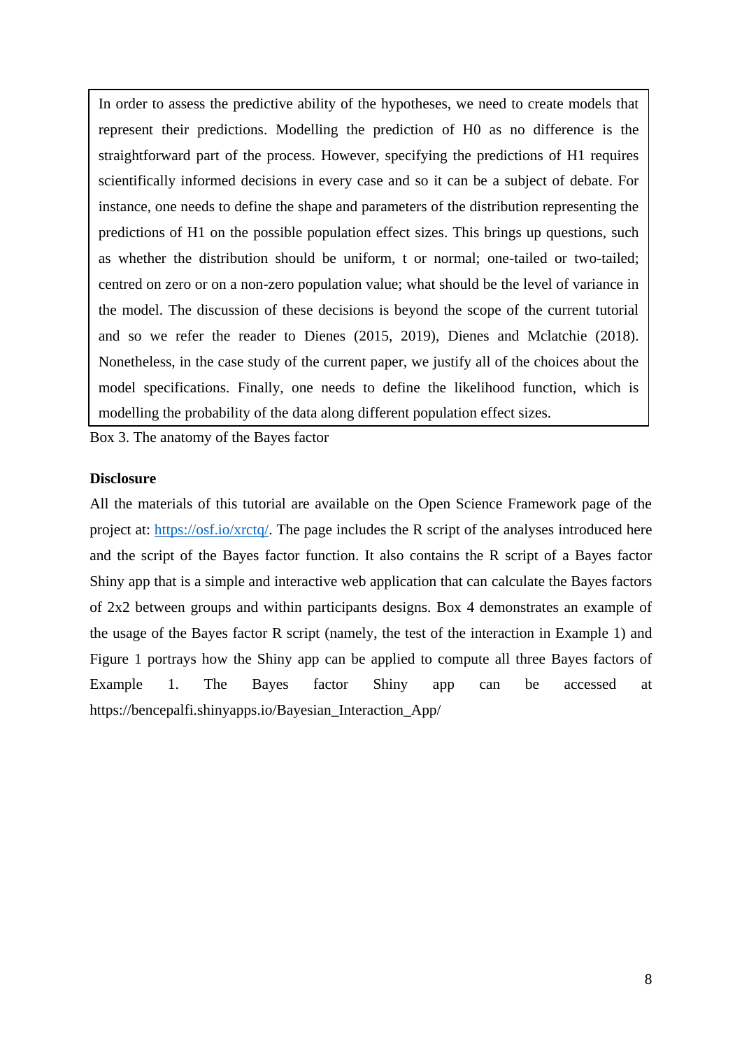> In order to assess the predictive ability of the hypotheses, we need to create models that represent their predictions. Modelling the prediction of H0 as no difference is the straightforward part of the process. However, specifying the predictions of H1 requires scientifically informed decisions in every case and so it can be a subject of debate. For instance, one needs to define the shape and parameters of the distribution representing the predictions of H1 on the possible population effect sizes. This brings up questions, such as whether the distribution should be uniform, t or normal; one-tailed or two-tailed; centred on zero or on a non-zero population value; what should be the level of variance in the model. The discussion of these decisions is beyond the scope of the current tutorial and so we refer the reader to Dienes (2015, 2019), Dienes and Mclatchie (2018). Nonetheless, in the case study of the current paper, we justify all of the choices about the model specifications. Finally, one needs to define the likelihood function, which is modelling the probability of the data along different population effect sizes.

Box 3. The anatomy of the Bayes factor

**Disclosure**

All the materials of this tutorial are available on the Open Science Framework page of the project at: https://osf.io/xrctq/. The page includes the R script of the analyses introduced here and the script of the Bayes factor function. It also contains the R script of a Bayes factor Shiny app that is a simple and interactive web application that can calculate the Bayes factors of 2x2 between groups and within participants designs. Box 4 demonstrates an example of the usage of the Bayes factor R script (namely, the test of the interaction in Example 1) and Figure 1 portrays how the Shiny app can be applied to compute all three Bayes factors of Example 1. The Bayes factor Shiny app can be accessed at https://bencepalfi.shinyapps.io/Bayesian_Interaction_App/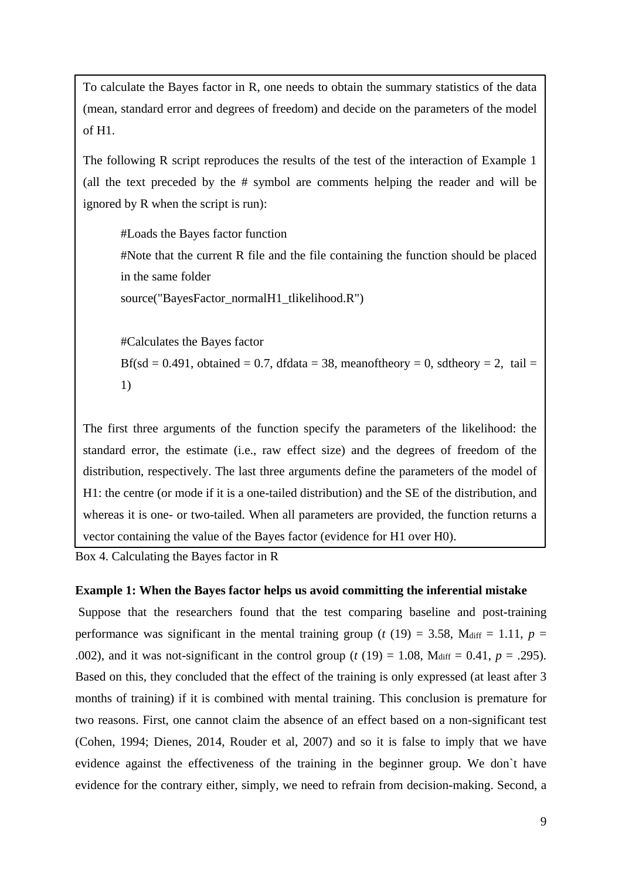To calculate the Bayes factor in R, one needs to obtain the summary statistics of the data (mean, standard error and degrees of freedom) and decide on the parameters of the model of H1.

The following R script reproduces the results of the test of the interaction of Example 1 (all the text preceded by the # symbol are comments helping the reader and will be ignored by R when the script is run):

```
#Loads the Bayes factor function
#Note that the current R file and the file containing the function should be placed in the same folder
source("BayesFactor_normalH1_tlikelihood.R")

#Calculates the Bayes factor
Bf(sd = 0.491, obtained = 0.7, dfdata = 38, meanoftheory = 0, sdtheory = 2,  tail = 1)
```

The first three arguments of the function specify the parameters of the likelihood: the standard error, the estimate (i.e., raw effect size) and the degrees of freedom of the distribution, respectively. The last three arguments define the parameters of the model of H1: the centre (or mode if it is a one-tailed distribution) and the SE of the distribution, and whereas it is one- or two-tailed. When all parameters are provided, the function returns a vector containing the value of the Bayes factor (evidence for H1 over H0).

Box 4. Calculating the Bayes factor in R

**Example 1: When the Bayes factor helps us avoid committing the inferential mistake**

Suppose that the researchers found that the test comparing baseline and post-training performance was significant in the mental training group ($t$ (19) = 3.58, $M_{diff}$ = 1.11, $p$ = .002), and it was not-significant in the control group ($t$ (19) = 1.08, $M_{diff}$ = 0.41, $p$ = .295). Based on this, they concluded that the effect of the training is only expressed (at least after 3 months of training) if it is combined with mental training. This conclusion is premature for two reasons. First, one cannot claim the absence of an effect based on a non-significant test (Cohen, 1994; Dienes, 2014, Rouder et al, 2007) and so it is false to imply that we have evidence against the effectiveness of the training in the beginner group. We don`t have evidence for the contrary either, simply, we need to refrain from decision-making. Second, a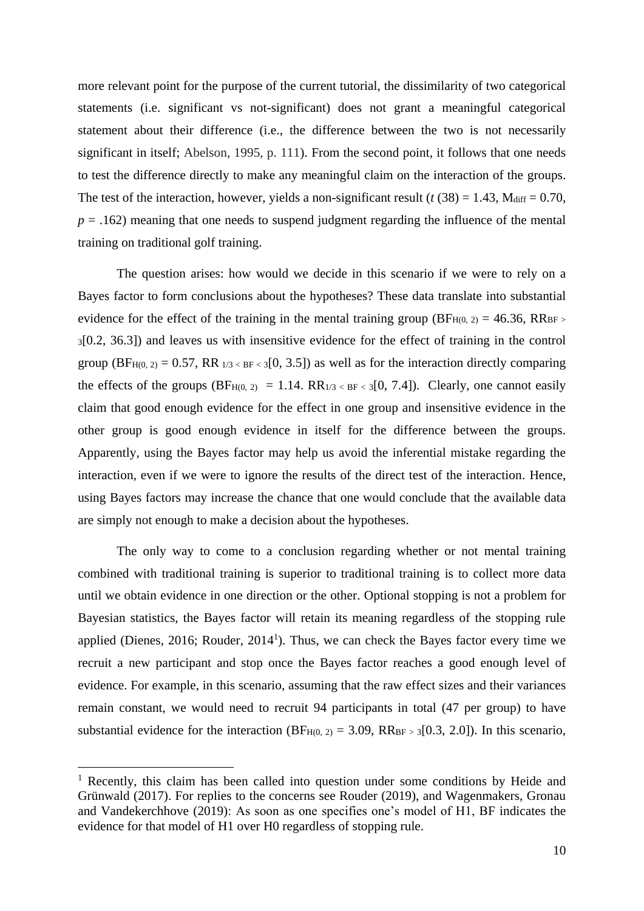more relevant point for the purpose of the current tutorial, the dissimilarity of two categorical statements (i.e. significant vs not-significant) does not grant a meaningful categorical statement about their difference (i.e., the difference between the two is not necessarily significant in itself; Abelson, 1995, p. 111). From the second point, it follows that one needs to test the difference directly to make any meaningful claim on the interaction of the groups. The test of the interaction, however, yields a non-significant result ($t$ (38) = 1.43, $M_{diff}$ = 0.70, $p$ = .162) meaning that one needs to suspend judgment regarding the influence of the mental training on traditional golf training.

The question arises: how would we decide in this scenario if we were to rely on a Bayes factor to form conclusions about the hypotheses? These data translate into substantial evidence for the effect of the training in the mental training group ($BF_{H(0, 2)}$ = 46.36, $RR_{BF > 3}$[0.2, 36.3]) and leaves us with insensitive evidence for the effect of training in the control group ($BF_{H(0, 2)}$ = 0.57, $RR_{1/3 < BF < 3}$[0, 3.5]) as well as for the interaction directly comparing the effects of the groups ($BF_{H(0, 2)}$ = 1.14. $RR_{1/3 < BF < 3}$[0, 7.4]). Clearly, one cannot easily claim that good enough evidence for the effect in one group and insensitive evidence in the other group is good enough evidence in itself for the difference between the groups. Apparently, using the Bayes factor may help us avoid the inferential mistake regarding the interaction, even if we were to ignore the results of the direct test of the interaction. Hence, using Bayes factors may increase the chance that one would conclude that the available data are simply not enough to make a decision about the hypotheses.

The only way to come to a conclusion regarding whether or not mental training combined with traditional training is superior to traditional training is to collect more data until we obtain evidence in one direction or the other. Optional stopping is not a problem for Bayesian statistics, the Bayes factor will retain its meaning regardless of the stopping rule applied (Dienes, 2016; Rouder, 2014[1]). Thus, we can check the Bayes factor every time we recruit a new participant and stop once the Bayes factor reaches a good enough level of evidence. For example, in this scenario, assuming that the raw effect sizes and their variances remain constant, we would need to recruit 94 participants in total (47 per group) to have substantial evidence for the interaction ($BF_{H(0, 2)}$ = 3.09, $RR_{BF > 3}$[0.3, 2.0]). In this scenario,

[1] Recently, this claim has been called into question under some conditions by Heide and Grünwald (2017). For replies to the concerns see Rouder (2019), and Wagenmakers, Gronau and Vandekerchhove (2019): As soon as one specifies one's model of H1, BF indicates the evidence for that model of H1 over H0 regardless of stopping rule.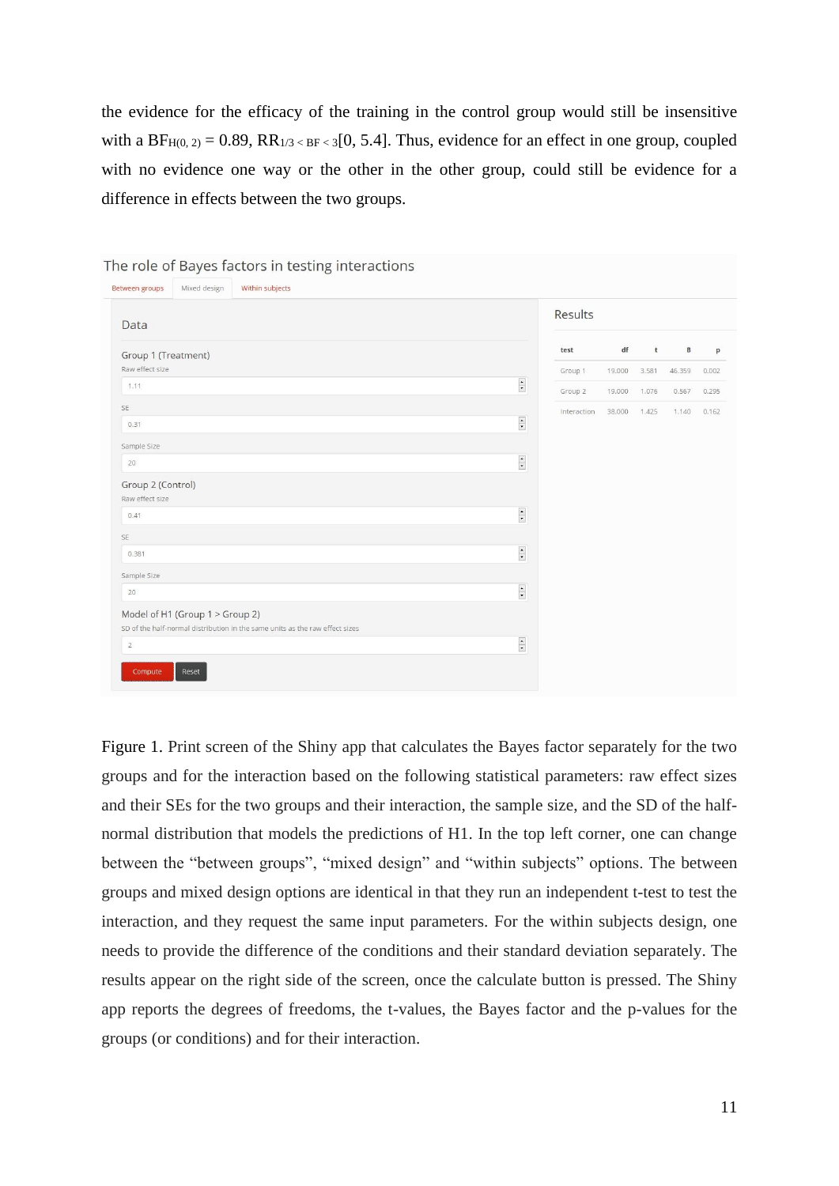the evidence for the efficacy of the training in the control group would still be insensitive with a $BF_{H(0, 2)} = 0.89$, $RR_{1/3 < BF < 3}[0, 5.4]$. Thus, evidence for an effect in one group, coupled with no evidence one way or the other in the other group, could still be evidence for a difference in effects between the two groups.

The role of Bayes factors in testing interactions

Between groups | Mixed design | Within subjects

**Data**

Group 1 (Treatment)

Raw effect size: 1.11

SE: 0.31

Sample Size: 20

Group 2 (Control)

Raw effect size: 0.41

SE: 0.381

Sample Size: 20

Model of H1 (Group 1 > Group 2)

SD of the half-normal distribution in the same units as the raw effect sizes: 2

Compute | Reset

**Results**

| test | df | t | B | p |
|---|---|---|---|---|
| Group 1 | 19.000 | 3.581 | 46.359 | 0.002 |
| Group 2 | 19.000 | 1.076 | 0.567 | 0.295 |
| Interaction | 38.000 | 1.425 | 1.140 | 0.162 |

Figure 1. Print screen of the Shiny app that calculates the Bayes factor separately for the two groups and for the interaction based on the following statistical parameters: raw effect sizes and their SEs for the two groups and their interaction, the sample size, and the SD of the half-normal distribution that models the predictions of H1. In the top left corner, one can change between the "between groups", "mixed design" and "within subjects" options. The between groups and mixed design options are identical in that they run an independent t-test to test the interaction, and they request the same input parameters. For the within subjects design, one needs to provide the difference of the conditions and their standard deviation separately. The results appear on the right side of the screen, once the calculate button is pressed. The Shiny app reports the degrees of freedoms, the t-values, the Bayes factor and the p-values for the groups (or conditions) and for their interaction.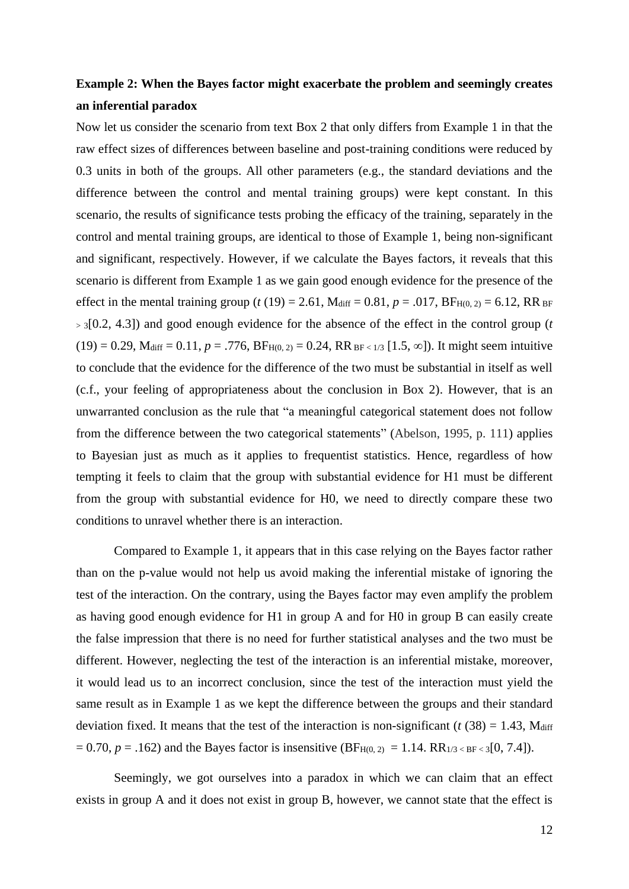**Example 2: When the Bayes factor might exacerbate the problem and seemingly creates an inferential paradox**

Now let us consider the scenario from text Box 2 that only differs from Example 1 in that the raw effect sizes of differences between baseline and post-training conditions were reduced by 0.3 units in both of the groups. All other parameters (e.g., the standard deviations and the difference between the control and mental training groups) were kept constant. In this scenario, the results of significance tests probing the efficacy of the training, separately in the control and mental training groups, are identical to those of Example 1, being non-significant and significant, respectively. However, if we calculate the Bayes factors, it reveals that this scenario is different from Example 1 as we gain good enough evidence for the presence of the effect in the mental training group ($t$ (19) = 2.61, $M_{diff}$ = 0.81, $p$ = .017, $BF_{H(0,\,2)}$ = 6.12, $RR_{BF > 3}$[0.2, 4.3]) and good enough evidence for the absence of the effect in the control group ($t$ (19) = 0.29, $M_{diff}$ = 0.11, $p$ = .776, $BF_{H(0,\,2)}$ = 0.24, $RR_{BF < 1/3}$ [1.5, ∞]). It might seem intuitive to conclude that the evidence for the difference of the two must be substantial in itself as well (c.f., your feeling of appropriateness about the conclusion in Box 2). However, that is an unwarranted conclusion as the rule that "a meaningful categorical statement does not follow from the difference between the two categorical statements" (Abelson, 1995, p. 111) applies to Bayesian just as much as it applies to frequentist statistics. Hence, regardless of how tempting it feels to claim that the group with substantial evidence for H1 must be different from the group with substantial evidence for H0, we need to directly compare these two conditions to unravel whether there is an interaction.

Compared to Example 1, it appears that in this case relying on the Bayes factor rather than on the p-value would not help us avoid making the inferential mistake of ignoring the test of the interaction. On the contrary, using the Bayes factor may even amplify the problem as having good enough evidence for H1 in group A and for H0 in group B can easily create the false impression that there is no need for further statistical analyses and the two must be different. However, neglecting the test of the interaction is an inferential mistake, moreover, it would lead us to an incorrect conclusion, since the test of the interaction must yield the same result as in Example 1 as we kept the difference between the groups and their standard deviation fixed. It means that the test of the interaction is non-significant ($t$ (38) = 1.43, $M_{diff}$ = 0.70, $p$ = .162) and the Bayes factor is insensitive ($BF_{H(0,\,2)}$ = 1.14. $RR_{1/3 < BF < 3}$[0, 7.4]).

Seemingly, we got ourselves into a paradox in which we can claim that an effect exists in group A and it does not exist in group B, however, we cannot state that the effect is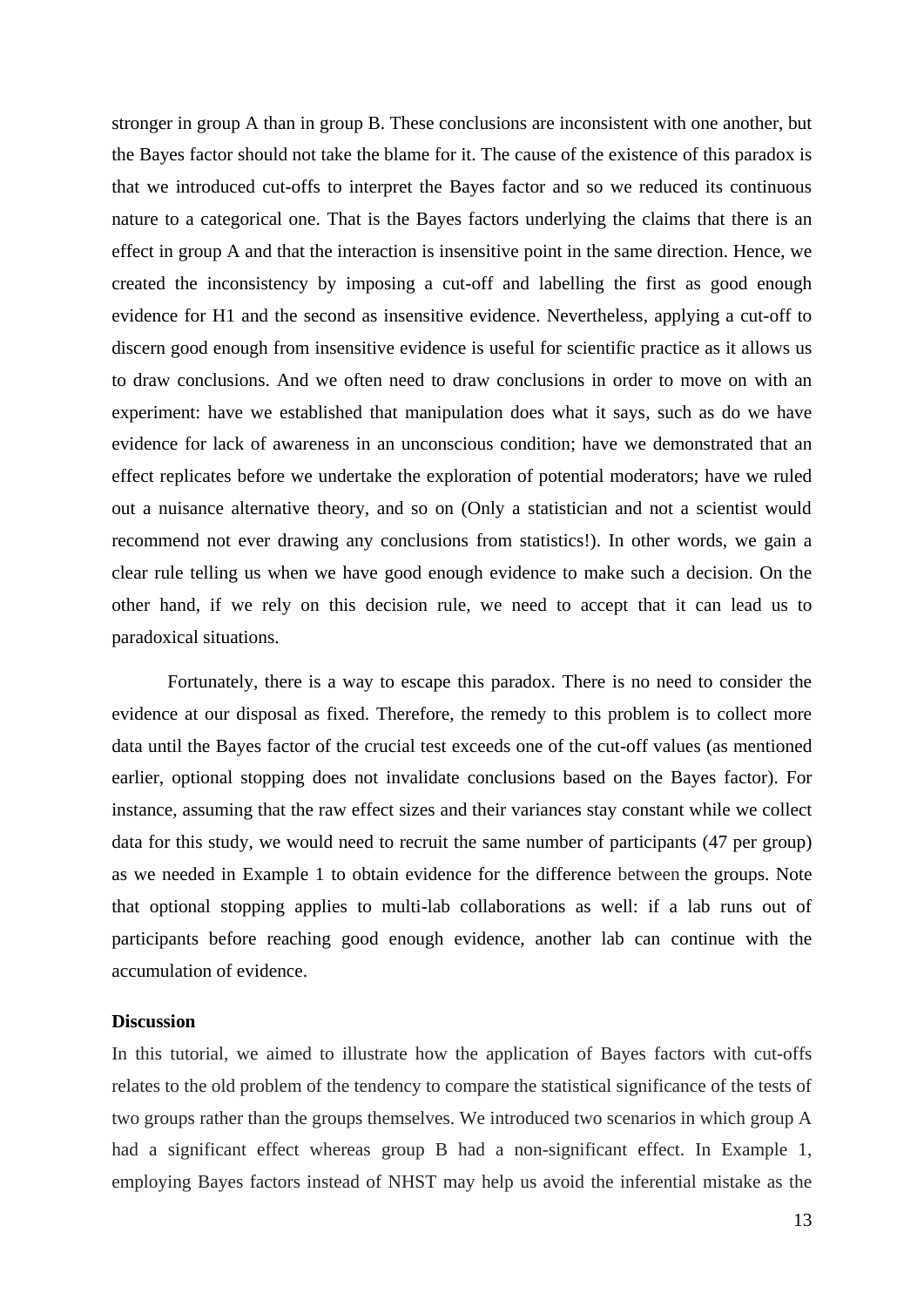stronger in group A than in group B. These conclusions are inconsistent with one another, but the Bayes factor should not take the blame for it. The cause of the existence of this paradox is that we introduced cut-offs to interpret the Bayes factor and so we reduced its continuous nature to a categorical one. That is the Bayes factors underlying the claims that there is an effect in group A and that the interaction is insensitive point in the same direction. Hence, we created the inconsistency by imposing a cut-off and labelling the first as good enough evidence for H1 and the second as insensitive evidence. Nevertheless, applying a cut-off to discern good enough from insensitive evidence is useful for scientific practice as it allows us to draw conclusions. And we often need to draw conclusions in order to move on with an experiment: have we established that manipulation does what it says, such as do we have evidence for lack of awareness in an unconscious condition; have we demonstrated that an effect replicates before we undertake the exploration of potential moderators; have we ruled out a nuisance alternative theory, and so on (Only a statistician and not a scientist would recommend not ever drawing any conclusions from statistics!). In other words, we gain a clear rule telling us when we have good enough evidence to make such a decision. On the other hand, if we rely on this decision rule, we need to accept that it can lead us to paradoxical situations.

Fortunately, there is a way to escape this paradox. There is no need to consider the evidence at our disposal as fixed. Therefore, the remedy to this problem is to collect more data until the Bayes factor of the crucial test exceeds one of the cut-off values (as mentioned earlier, optional stopping does not invalidate conclusions based on the Bayes factor). For instance, assuming that the raw effect sizes and their variances stay constant while we collect data for this study, we would need to recruit the same number of participants (47 per group) as we needed in Example 1 to obtain evidence for the difference between the groups. Note that optional stopping applies to multi-lab collaborations as well: if a lab runs out of participants before reaching good enough evidence, another lab can continue with the accumulation of evidence.

**Discussion**

In this tutorial, we aimed to illustrate how the application of Bayes factors with cut-offs relates to the old problem of the tendency to compare the statistical significance of the tests of two groups rather than the groups themselves. We introduced two scenarios in which group A had a significant effect whereas group B had a non-significant effect. In Example 1, employing Bayes factors instead of NHST may help us avoid the inferential mistake as the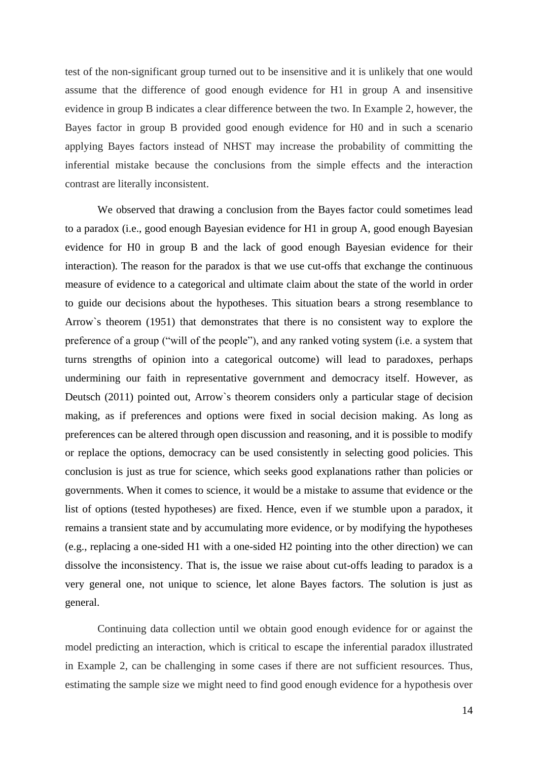test of the non-significant group turned out to be insensitive and it is unlikely that one would assume that the difference of good enough evidence for H1 in group A and insensitive evidence in group B indicates a clear difference between the two. In Example 2, however, the Bayes factor in group B provided good enough evidence for H0 and in such a scenario applying Bayes factors instead of NHST may increase the probability of committing the inferential mistake because the conclusions from the simple effects and the interaction contrast are literally inconsistent.

We observed that drawing a conclusion from the Bayes factor could sometimes lead to a paradox (i.e., good enough Bayesian evidence for H1 in group A, good enough Bayesian evidence for H0 in group B and the lack of good enough Bayesian evidence for their interaction). The reason for the paradox is that we use cut-offs that exchange the continuous measure of evidence to a categorical and ultimate claim about the state of the world in order to guide our decisions about the hypotheses. This situation bears a strong resemblance to Arrow`s theorem (1951) that demonstrates that there is no consistent way to explore the preference of a group ("will of the people"), and any ranked voting system (i.e. a system that turns strengths of opinion into a categorical outcome) will lead to paradoxes, perhaps undermining our faith in representative government and democracy itself. However, as Deutsch (2011) pointed out, Arrow`s theorem considers only a particular stage of decision making, as if preferences and options were fixed in social decision making. As long as preferences can be altered through open discussion and reasoning, and it is possible to modify or replace the options, democracy can be used consistently in selecting good policies. This conclusion is just as true for science, which seeks good explanations rather than policies or governments. When it comes to science, it would be a mistake to assume that evidence or the list of options (tested hypotheses) are fixed. Hence, even if we stumble upon a paradox, it remains a transient state and by accumulating more evidence, or by modifying the hypotheses (e.g., replacing a one-sided H1 with a one-sided H2 pointing into the other direction) we can dissolve the inconsistency. That is, the issue we raise about cut-offs leading to paradox is a very general one, not unique to science, let alone Bayes factors. The solution is just as general.

Continuing data collection until we obtain good enough evidence for or against the model predicting an interaction, which is critical to escape the inferential paradox illustrated in Example 2, can be challenging in some cases if there are not sufficient resources. Thus, estimating the sample size we might need to find good enough evidence for a hypothesis over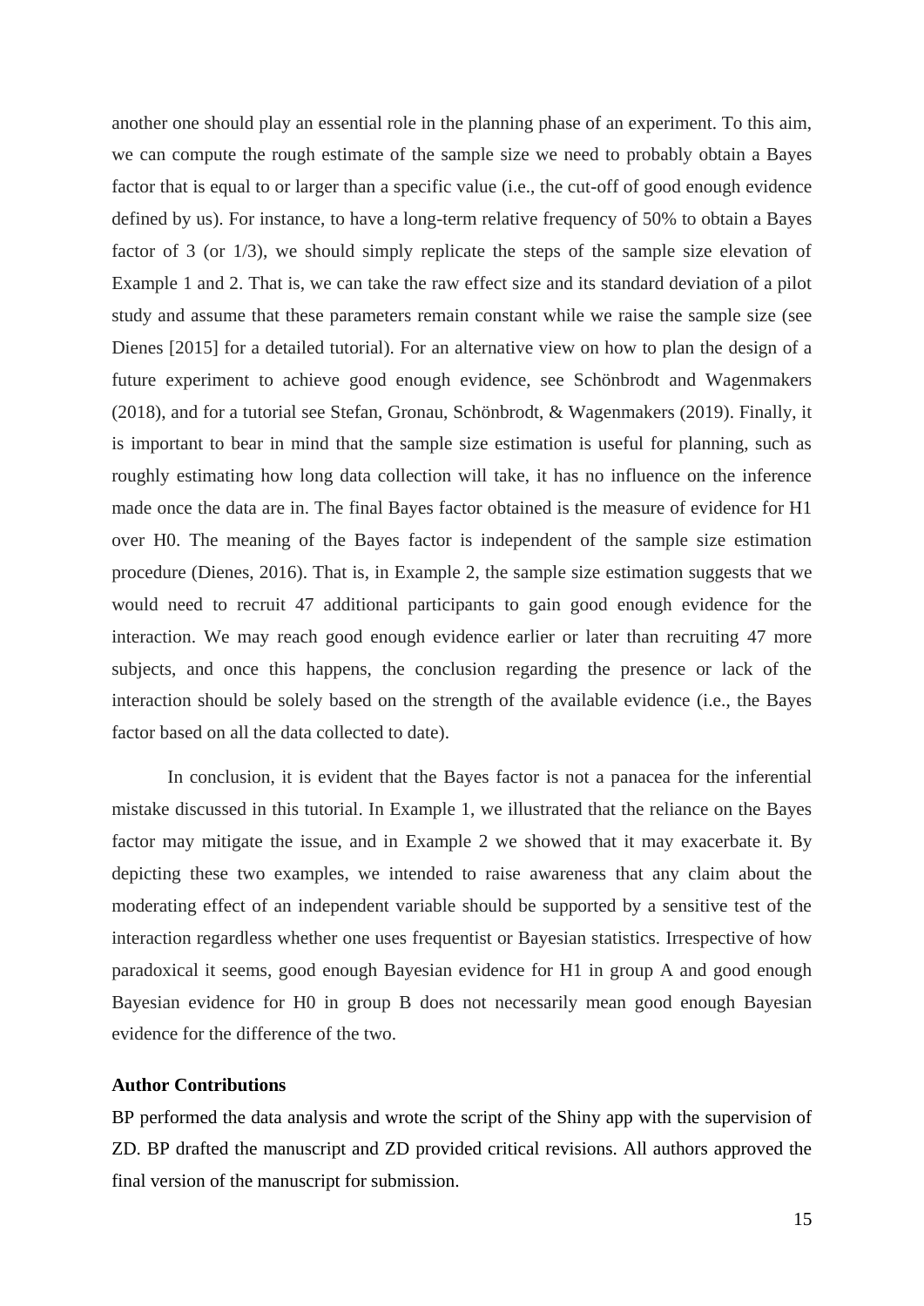another one should play an essential role in the planning phase of an experiment. To this aim, we can compute the rough estimate of the sample size we need to probably obtain a Bayes factor that is equal to or larger than a specific value (i.e., the cut-off of good enough evidence defined by us). For instance, to have a long-term relative frequency of 50% to obtain a Bayes factor of 3 (or 1/3), we should simply replicate the steps of the sample size elevation of Example 1 and 2. That is, we can take the raw effect size and its standard deviation of a pilot study and assume that these parameters remain constant while we raise the sample size (see Dienes [2015] for a detailed tutorial). For an alternative view on how to plan the design of a future experiment to achieve good enough evidence, see Schönbrodt and Wagenmakers (2018), and for a tutorial see Stefan, Gronau, Schönbrodt, & Wagenmakers (2019). Finally, it is important to bear in mind that the sample size estimation is useful for planning, such as roughly estimating how long data collection will take, it has no influence on the inference made once the data are in. The final Bayes factor obtained is the measure of evidence for H1 over H0. The meaning of the Bayes factor is independent of the sample size estimation procedure (Dienes, 2016). That is, in Example 2, the sample size estimation suggests that we would need to recruit 47 additional participants to gain good enough evidence for the interaction. We may reach good enough evidence earlier or later than recruiting 47 more subjects, and once this happens, the conclusion regarding the presence or lack of the interaction should be solely based on the strength of the available evidence (i.e., the Bayes factor based on all the data collected to date).

In conclusion, it is evident that the Bayes factor is not a panacea for the inferential mistake discussed in this tutorial. In Example 1, we illustrated that the reliance on the Bayes factor may mitigate the issue, and in Example 2 we showed that it may exacerbate it. By depicting these two examples, we intended to raise awareness that any claim about the moderating effect of an independent variable should be supported by a sensitive test of the interaction regardless whether one uses frequentist or Bayesian statistics. Irrespective of how paradoxical it seems, good enough Bayesian evidence for H1 in group A and good enough Bayesian evidence for H0 in group B does not necessarily mean good enough Bayesian evidence for the difference of the two.

**Author Contributions**

BP performed the data analysis and wrote the script of the Shiny app with the supervision of ZD. BP drafted the manuscript and ZD provided critical revisions. All authors approved the final version of the manuscript for submission.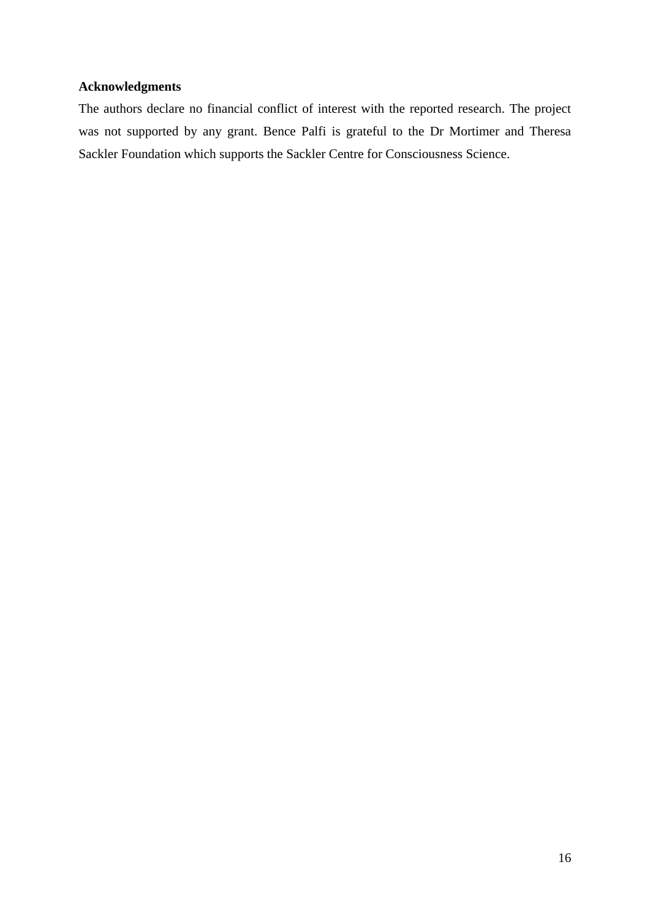**Acknowledgments**

The authors declare no financial conflict of interest with the reported research. The project was not supported by any grant. Bence Palfi is grateful to the Dr Mortimer and Theresa Sackler Foundation which supports the Sackler Centre for Consciousness Science.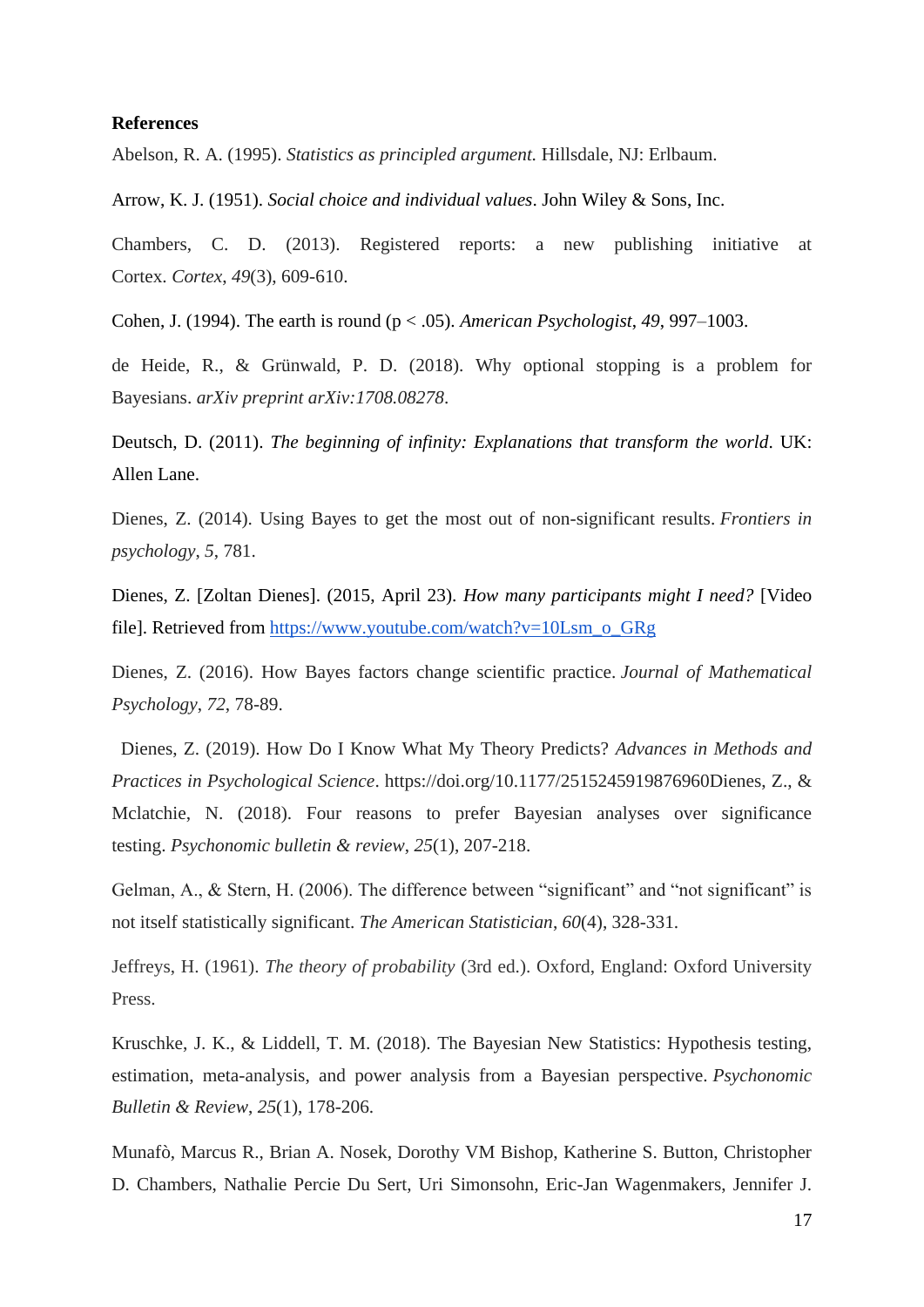**References**

Abelson, R. A. (1995). *Statistics as principled argument.* Hillsdale, NJ: Erlbaum.

Arrow, K. J. (1951). *Social choice and individual values*. John Wiley & Sons, Inc.

Chambers, C. D. (2013). Registered reports: a new publishing initiative at Cortex. *Cortex*, *49*(3), 609-610.

Cohen, J. (1994). The earth is round (p < .05). *American Psychologist, 49*, 997–1003.

de Heide, R., & Grünwald, P. D. (2018). Why optional stopping is a problem for Bayesians. *arXiv preprint arXiv:1708.08278*.

Deutsch, D. (2011). *The beginning of infinity: Explanations that transform the world*. UK: Allen Lane.

Dienes, Z. (2014). Using Bayes to get the most out of non-significant results. *Frontiers in psychology*, *5*, 781.

Dienes, Z. [Zoltan Dienes]. (2015, April 23). *How many participants might I need?* [Video file]. Retrieved from https://www.youtube.com/watch?v=10Lsm_o_GRg

Dienes, Z. (2016). How Bayes factors change scientific practice. *Journal of Mathematical Psychology*, *72*, 78-89.

Dienes, Z. (2019). How Do I Know What My Theory Predicts? *Advances in Methods and Practices in Psychological Science*. https://doi.org/10.1177/2515245919876960Dienes, Z., & Mclatchie, N. (2018). Four reasons to prefer Bayesian analyses over significance testing. *Psychonomic bulletin & review*, *25*(1), 207-218.

Gelman, A., & Stern, H. (2006). The difference between "significant" and "not significant" is not itself statistically significant. *The American Statistician*, *60*(4), 328-331.

Jeffreys, H. (1961). *The theory of probability* (3rd ed.). Oxford, England: Oxford University Press.

Kruschke, J. K., & Liddell, T. M. (2018). The Bayesian New Statistics: Hypothesis testing, estimation, meta-analysis, and power analysis from a Bayesian perspective. *Psychonomic Bulletin & Review*, *25*(1), 178-206.

Munafò, Marcus R., Brian A. Nosek, Dorothy VM Bishop, Katherine S. Button, Christopher D. Chambers, Nathalie Percie Du Sert, Uri Simonsohn, Eric-Jan Wagenmakers, Jennifer J.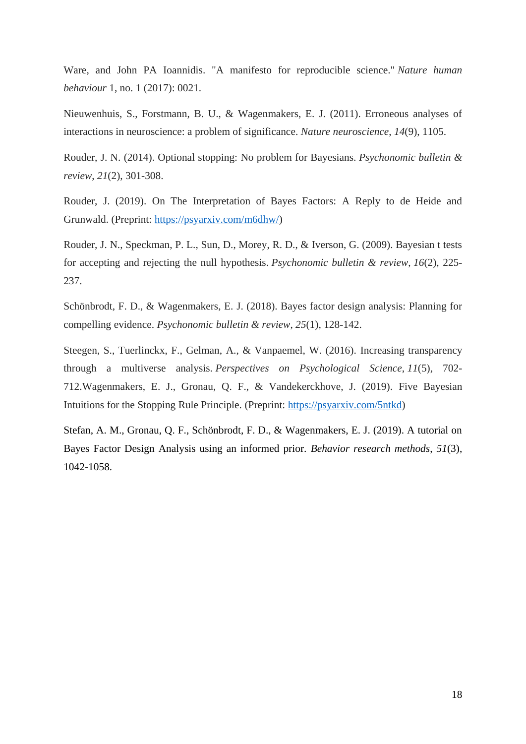Ware, and John PA Ioannidis. "A manifesto for reproducible science." *Nature human behaviour* 1, no. 1 (2017): 0021.

Nieuwenhuis, S., Forstmann, B. U., & Wagenmakers, E. J. (2011). Erroneous analyses of interactions in neuroscience: a problem of significance. *Nature neuroscience*, *14*(9), 1105.

Rouder, J. N. (2014). Optional stopping: No problem for Bayesians. *Psychonomic bulletin & review*, *21*(2), 301-308.

Rouder, J. (2019). On The Interpretation of Bayes Factors: A Reply to de Heide and Grunwald. (Preprint: https://psyarxiv.com/m6dhw/)

Rouder, J. N., Speckman, P. L., Sun, D., Morey, R. D., & Iverson, G. (2009). Bayesian t tests for accepting and rejecting the null hypothesis. *Psychonomic bulletin & review*, *16*(2), 225-237.

Schönbrodt, F. D., & Wagenmakers, E. J. (2018). Bayes factor design analysis: Planning for compelling evidence. *Psychonomic bulletin & review*, *25*(1), 128-142.

Steegen, S., Tuerlinckx, F., Gelman, A., & Vanpaemel, W. (2016). Increasing transparency through a multiverse analysis. *Perspectives on Psychological Science*, *11*(5), 702-712.Wagenmakers, E. J., Gronau, Q. F., & Vandekerckhove, J. (2019). Five Bayesian Intuitions for the Stopping Rule Principle. (Preprint: https://psyarxiv.com/5ntkd)

Stefan, A. M., Gronau, Q. F., Schönbrodt, F. D., & Wagenmakers, E. J. (2019). A tutorial on Bayes Factor Design Analysis using an informed prior. *Behavior research methods*, *51*(3), 1042-1058.